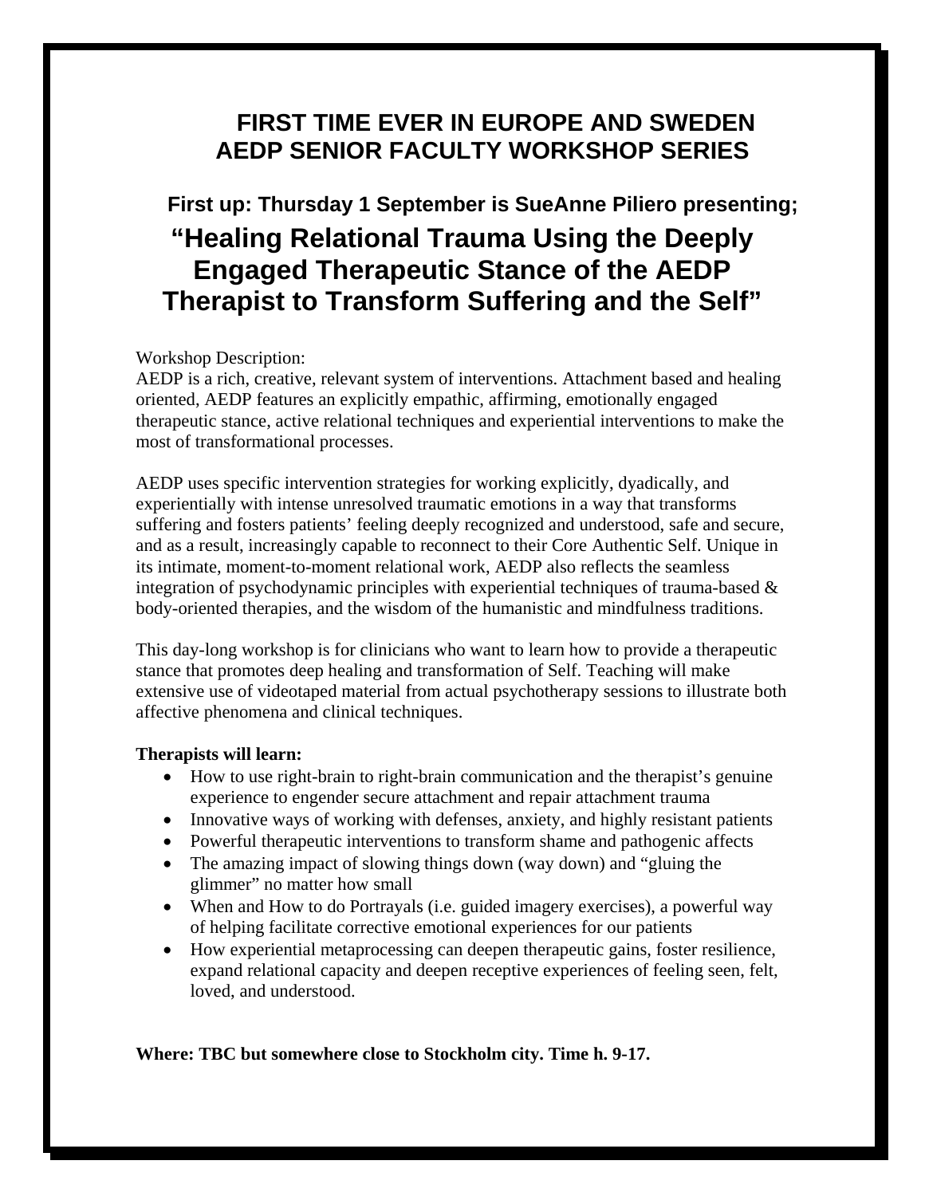## FIRST TIME EVER IN EUROPE AND SWEDEN
## AEDP SENIOR FACULTY WORKSHOP SERIES

**First up: Thursday 1 September is SueAnne Piliero presenting;**

# “Healing Relational Trauma Using the Deeply Engaged Therapeutic Stance of the AEDP Therapist to Transform Suffering and the Self”

Workshop Description:
AEDP is a rich, creative, relevant system of interventions. Attachment based and healing oriented, AEDP features an explicitly empathic, affirming, emotionally engaged therapeutic stance, active relational techniques and experiential interventions to make the most of transformational processes.

AEDP uses specific intervention strategies for working explicitly, dyadically, and experientially with intense unresolved traumatic emotions in a way that transforms suffering and fosters patients’ feeling deeply recognized and understood, safe and secure, and as a result, increasingly capable to reconnect to their Core Authentic Self. Unique in its intimate, moment-to-moment relational work, AEDP also reflects the seamless integration of psychodynamic principles with experiential techniques of trauma-based & body-oriented therapies, and the wisdom of the humanistic and mindfulness traditions.

This day-long workshop is for clinicians who want to learn how to provide a therapeutic stance that promotes deep healing and transformation of Self. Teaching will make extensive use of videotaped material from actual psychotherapy sessions to illustrate both affective phenomena and clinical techniques.

**Therapists will learn:**

- How to use right-brain to right-brain communication and the therapist’s genuine experience to engender secure attachment and repair attachment trauma
- Innovative ways of working with defenses, anxiety, and highly resistant patients
- Powerful therapeutic interventions to transform shame and pathogenic affects
- The amazing impact of slowing things down (way down) and “gluing the glimmer” no matter how small
- When and How to do Portrayals (i.e. guided imagery exercises), a powerful way of helping facilitate corrective emotional experiences for our patients
- How experiential metaprocessing can deepen therapeutic gains, foster resilience, expand relational capacity and deepen receptive experiences of feeling seen, felt, loved, and understood.

**Where: TBC but somewhere close to Stockholm city. Time h. 9-17.**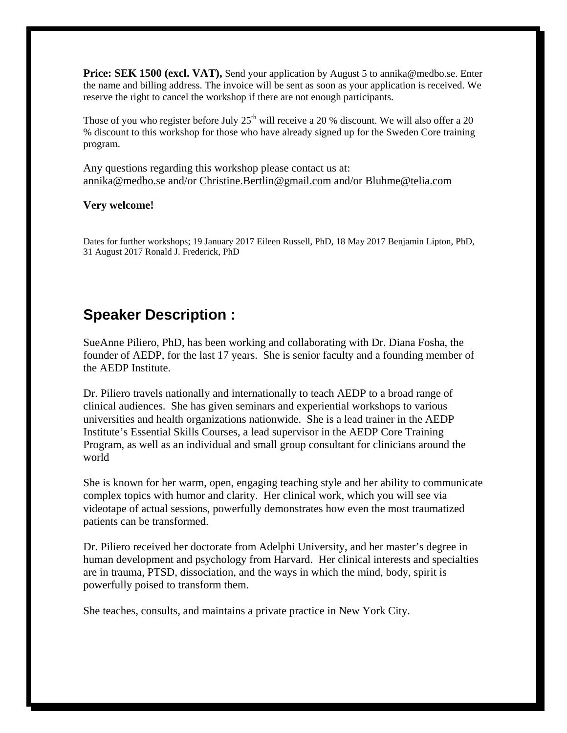**Price: SEK 1500 (excl. VAT),** Send your application by August 5 to annika@medbo.se. Enter the name and billing address. The invoice will be sent as soon as your application is received. We reserve the right to cancel the workshop if there are not enough participants.

Those of you who register before July 25th will receive a 20 % discount. We will also offer a 20 % discount to this workshop for those who have already signed up for the Sweden Core training program.

Any questions regarding this workshop please contact us at:
annika@medbo.se and/or Christine.Bertlin@gmail.com and/or Bluhme@telia.com

**Very welcome!**

Dates for further workshops; 19 January 2017 Eileen Russell, PhD, 18 May 2017 Benjamin Lipton, PhD, 31 August 2017 Ronald J. Frederick, PhD

## Speaker Description :

SueAnne Piliero, PhD, has been working and collaborating with Dr. Diana Fosha, the founder of AEDP, for the last 17 years. She is senior faculty and a founding member of the AEDP Institute.

Dr. Piliero travels nationally and internationally to teach AEDP to a broad range of clinical audiences. She has given seminars and experiential workshops to various universities and health organizations nationwide. She is a lead trainer in the AEDP Institute's Essential Skills Courses, a lead supervisor in the AEDP Core Training Program, as well as an individual and small group consultant for clinicians around the world

She is known for her warm, open, engaging teaching style and her ability to communicate complex topics with humor and clarity. Her clinical work, which you will see via videotape of actual sessions, powerfully demonstrates how even the most traumatized patients can be transformed.

Dr. Piliero received her doctorate from Adelphi University, and her master's degree in human development and psychology from Harvard. Her clinical interests and specialties are in trauma, PTSD, dissociation, and the ways in which the mind, body, spirit is powerfully poised to transform them.

She teaches, consults, and maintains a private practice in New York City.